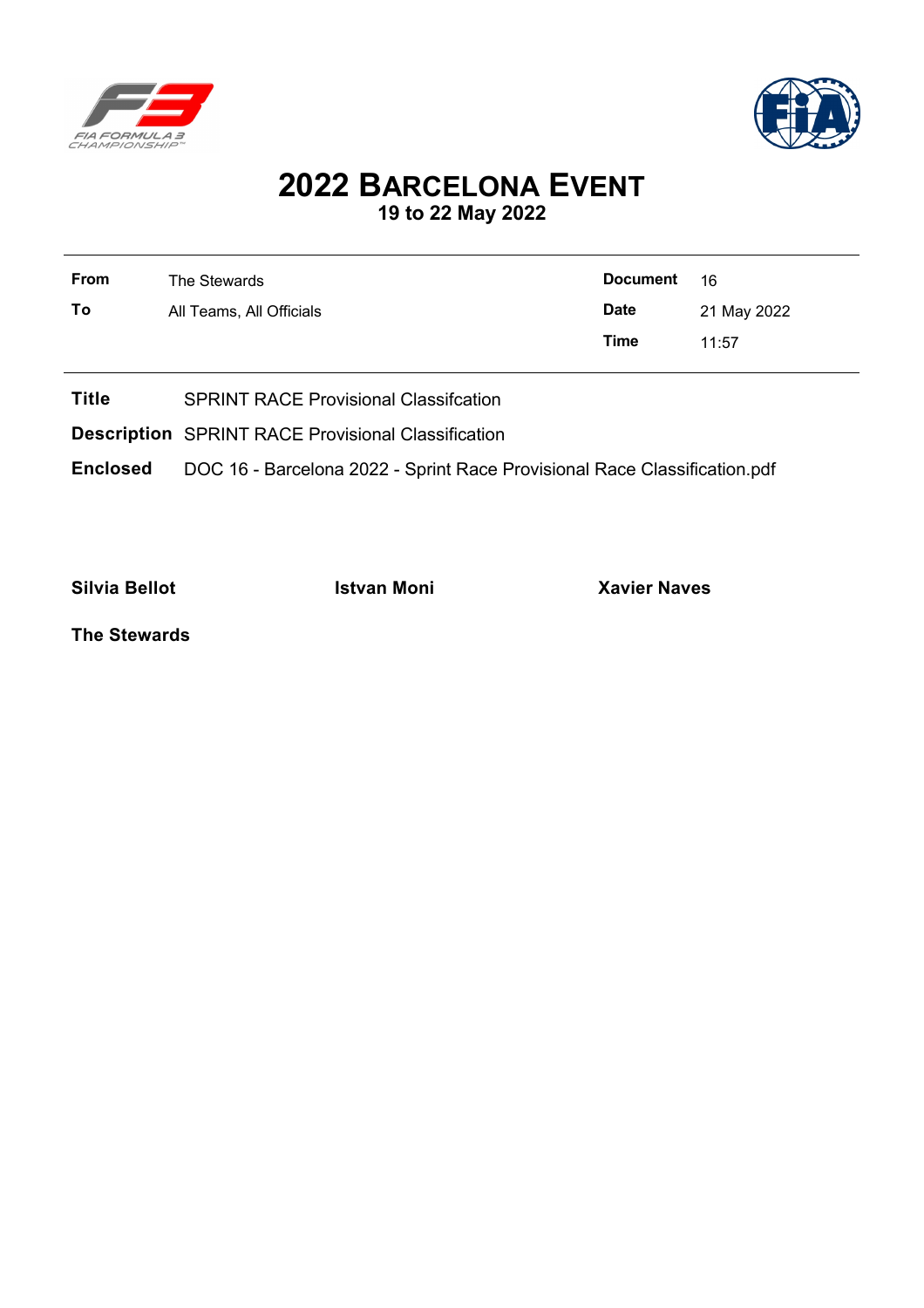# 2022 Barcelona Event

## 19 to 22 May 2022

| | | | |
|---|---|---|---|
| **From** | The Stewards | **Document** | 16 |
| **To** | All Teams, All Officials | **Date** | 21 May 2022 |
| | | **Time** | 11:57 |

**Title** SPRINT RACE Provisional Classifcation

**Description** SPRINT RACE Provisional Classification

**Enclosed** DOC 16 - Barcelona 2022 - Sprint Race Provisional Race Classification.pdf

**Silvia Bellot** **Istvan Moni** **Xavier Naves**

**The Stewards**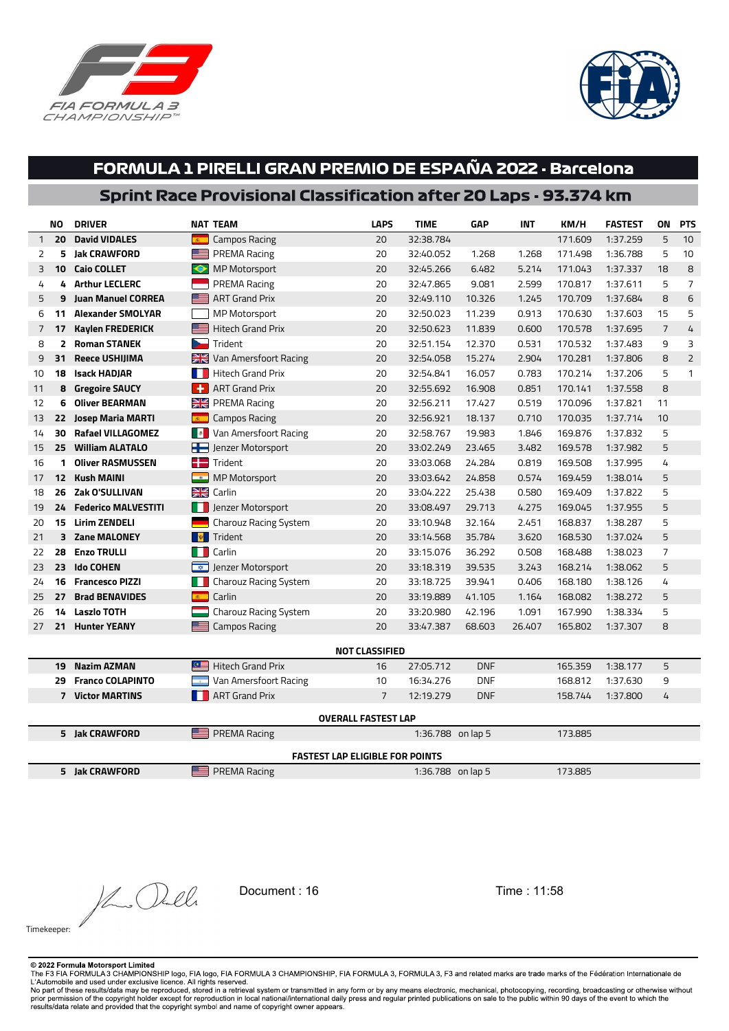FIA FORMULA 3 CHAMPIONSHIP

# FORMULA 1 PIRELLI GRAN PREMIO DE ESPAÑA 2022 - Barcelona

## Sprint Race Provisional Classification after 20 Laps - 93.374 km

| | NO | DRIVER | NAT | TEAM | LAPS | TIME | GAP | INT | KM/H | FASTEST | ON | PTS |
|---|---|---|---|---|---|---|---|---|---|---|---|---|
| 1 | 20 | **David VIDALES** | | Campos Racing | 20 | 32:38.784 | | | 171.609 | 1:37.259 | 5 | 10 |
| 2 | 5 | **Jak CRAWFORD** | | PREMA Racing | 20 | 32:40.052 | 1.268 | 1.268 | 171.498 | 1:36.788 | 5 | 10 |
| 3 | 10 | **Caio COLLET** | | MP Motorsport | 20 | 32:45.266 | 6.482 | 5.214 | 171.043 | 1:37.337 | 18 | 8 |
| 4 | 4 | **Arthur LECLERC** | | PREMA Racing | 20 | 32:47.865 | 9.081 | 2.599 | 170.817 | 1:37.611 | 5 | 7 |
| 5 | 9 | **Juan Manuel CORREA** | | ART Grand Prix | 20 | 32:49.110 | 10.326 | 1.245 | 170.709 | 1:37.684 | 8 | 6 |
| 6 | 11 | **Alexander SMOLYAR** | | MP Motorsport | 20 | 32:50.023 | 11.239 | 0.913 | 170.630 | 1:37.603 | 15 | 5 |
| 7 | 17 | **Kaylen FREDERICK** | | Hitech Grand Prix | 20 | 32:50.623 | 11.839 | 0.600 | 170.578 | 1:37.695 | 7 | 4 |
| 8 | 2 | **Roman STANEK** | | Trident | 20 | 32:51.154 | 12.370 | 0.531 | 170.532 | 1:37.483 | 9 | 3 |
| 9 | 31 | **Reece USHIJIMA** | | Van Amersfoort Racing | 20 | 32:54.058 | 15.274 | 2.904 | 170.281 | 1:37.806 | 8 | 2 |
| 10 | 18 | **Isack HADJAR** | | Hitech Grand Prix | 20 | 32:54.841 | 16.057 | 0.783 | 170.214 | 1:37.206 | 5 | 1 |
| 11 | 8 | **Gregoire SAUCY** | | ART Grand Prix | 20 | 32:55.692 | 16.908 | 0.851 | 170.141 | 1:37.558 | 8 | |
| 12 | 6 | **Oliver BEARMAN** | | PREMA Racing | 20 | 32:56.211 | 17.427 | 0.519 | 170.096 | 1:37.821 | 11 | |
| 13 | 22 | **Josep Maria MARTI** | | Campos Racing | 20 | 32:56.921 | 18.137 | 0.710 | 170.035 | 1:37.714 | 10 | |
| 14 | 30 | **Rafael VILLAGOMEZ** | | Van Amersfoort Racing | 20 | 32:58.767 | 19.983 | 1.846 | 169.876 | 1:37.832 | 5 | |
| 15 | 25 | **William ALATALO** | | Jenzer Motorsport | 20 | 33:02.249 | 23.465 | 3.482 | 169.578 | 1:37.982 | 5 | |
| 16 | 1 | **Oliver RASMUSSEN** | | Trident | 20 | 33:03.068 | 24.284 | 0.819 | 169.508 | 1:37.995 | 4 | |
| 17 | 12 | **Kush MAINI** | | MP Motorsport | 20 | 33:03.642 | 24.858 | 0.574 | 169.459 | 1:38.014 | 5 | |
| 18 | 26 | **Zak O'SULLIVAN** | | Carlin | 20 | 33:04.222 | 25.438 | 0.580 | 169.409 | 1:37.822 | 5 | |
| 19 | 24 | **Federico MALVESTITI** | | Jenzer Motorsport | 20 | 33:08.497 | 29.713 | 4.275 | 169.045 | 1:37.955 | 5 | |
| 20 | 15 | **Lirim ZENDELI** | | Charouz Racing System | 20 | 33:10.948 | 32.164 | 2.451 | 168.837 | 1:38.287 | 5 | |
| 21 | 3 | **Zane MALONEY** | | Trident | 20 | 33:14.568 | 35.784 | 3.620 | 168.530 | 1:37.024 | 5 | |
| 22 | 28 | **Enzo TRULLI** | | Carlin | 20 | 33:15.076 | 36.292 | 0.508 | 168.488 | 1:38.023 | 7 | |
| 23 | 23 | **Ido COHEN** | | Jenzer Motorsport | 20 | 33:18.319 | 39.535 | 3.243 | 168.214 | 1:38.062 | 5 | |
| 24 | 16 | **Francesco PIZZI** | | Charouz Racing System | 20 | 33:18.725 | 39.941 | 0.406 | 168.180 | 1:38.126 | 4 | |
| 25 | 27 | **Brad BENAVIDES** | | Carlin | 20 | 33:19.889 | 41.105 | 1.164 | 168.082 | 1:38.272 | 5 | |
| 26 | 14 | **Laszlo TOTH** | | Charouz Racing System | 20 | 33:20.980 | 42.196 | 1.091 | 167.990 | 1:38.334 | 5 | |
| 27 | 21 | **Hunter YEANY** | | Campos Racing | 20 | 33:47.387 | 68.603 | 26.407 | 165.802 | 1:37.307 | 8 | |

**NOT CLASSIFIED**

| NO | DRIVER | NAT | TEAM | LAPS | TIME | GAP | INT | KM/H | FASTEST | ON |
|---|---|---|---|---|---|---|---|---|---|---|
| 19 | **Nazim AZMAN** | | Hitech Grand Prix | 16 | 27:05.712 | DNF | | 165.359 | 1:38.177 | 5 |
| 29 | **Franco COLAPINTO** | | Van Amersfoort Racing | 10 | 16:34.276 | DNF | | 168.812 | 1:37.630 | 9 |
| 7 | **Victor MARTINS** | | ART Grand Prix | 7 | 12:19.279 | DNF | | 158.744 | 1:37.800 | 4 |

**OVERALL FASTEST LAP**

| NO | DRIVER | NAT | TEAM | TIME | LAP | KM/H |
|---|---|---|---|---|---|---|
| 5 | **Jak CRAWFORD** | | PREMA Racing | 1:36.788 | on lap 5 | 173.885 |

**FASTEST LAP ELIGIBLE FOR POINTS**

| NO | DRIVER | NAT | TEAM | TIME | LAP | KM/H |
|---|---|---|---|---|---|---|
| 5 | **Jak CRAWFORD** | | PREMA Racing | 1:36.788 | on lap 5 | 173.885 |

Timekeeper:

Document : 16

Time : 11:58

© 2022 Formula Motorsport Limited
The F3 FIA FORMULA 3 CHAMPIONSHIP logo, FIA logo, FIA FORMULA 3 CHAMPIONSHIP, FIA FORMULA 3, FORMULA 3, F3 and related marks are trade marks of the Fédération Internationale de L'Automobile and used under exclusive licence. All rights reserved.
No part of these results/data may be reproduced, stored in a retrieval system or transmitted in any form or by any means electronic, mechanical, photocopying, recording, broadcasting or otherwise without prior permission of the copyright holder except for reproduction in local national/international daily press and regular printed publications on sale to the public within 90 days of the event to which the results/data relate and provided that the copyright symbol and name of copyright owner appears.